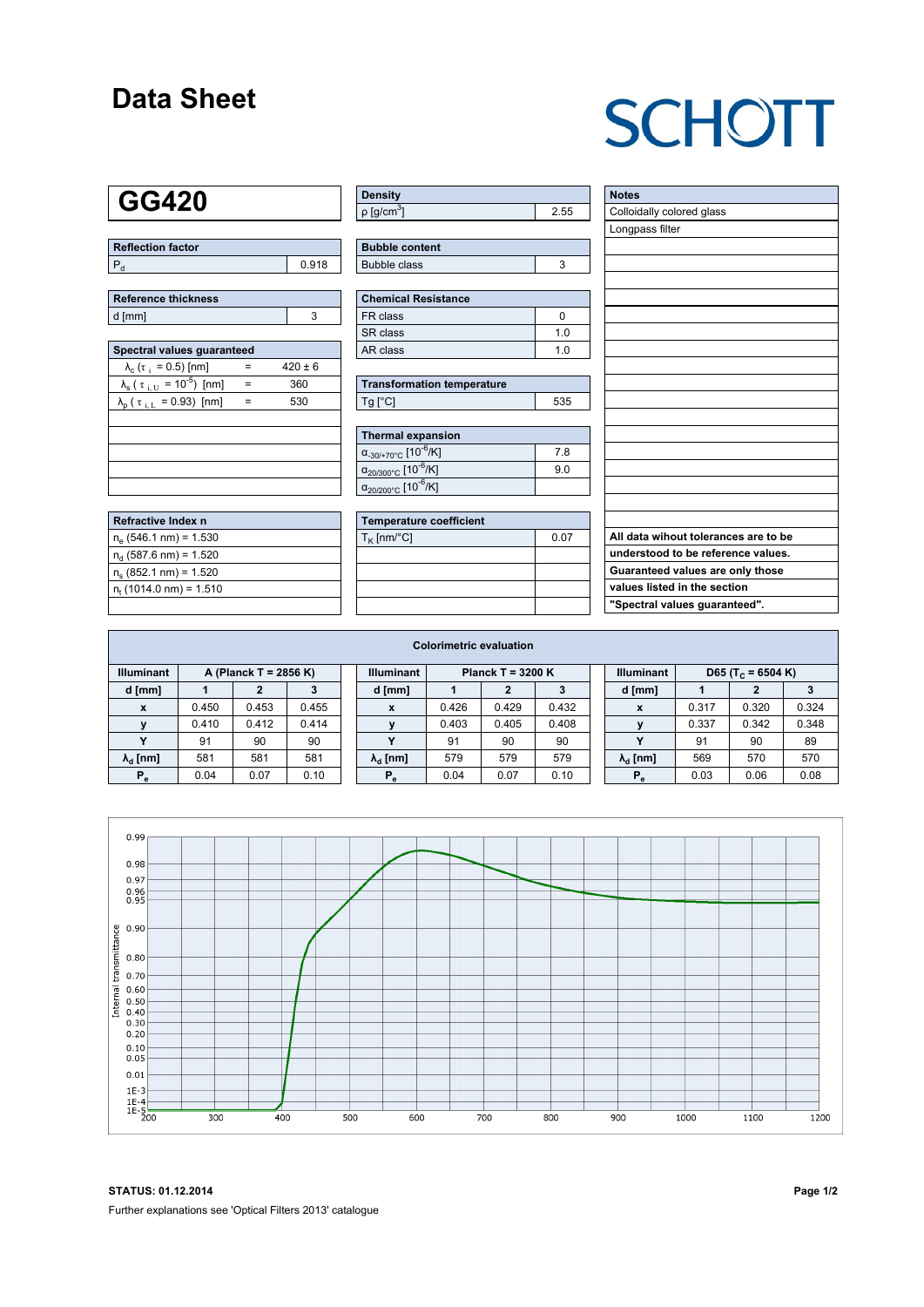# Data Sheet

SCHOTT

## GG420

| Reflection factor | |
|---|---|
| $P_d$ | 0.918 |

| Reference thickness | |
|---|---|
| d [mm] | 3 |

| Spectral values guaranteed | | |
|---|---|---|
| $\lambda_c$ ($\tau_i$ = 0.5) [nm] | = | 420 ± 6 |
| $\lambda_s$ ($\tau_{i,U}$ = $10^{-5}$) [nm] | = | 360 |
| $\lambda_p$ ($\tau_{i,L}$ = 0.93) [nm] | = | 530 |

| Refractive Index n |
|---|
| $n_e$ (546.1 nm) = 1.530 |
| $n_d$ (587.6 nm) = 1.520 |
| $n_s$ (852.1 nm) = 1.520 |
| $n_t$ (1014.0 nm) = 1.510 |

| Density | |
|---|---|
| ρ [g/cm³] | 2.55 |

| Bubble content | |
|---|---|
| Bubble class | 3 |

| Chemical Resistance | |
|---|---|
| FR class | 0 |
| SR class | 1.0 |
| AR class | 1.0 |

| Transformation temperature | |
|---|---|
| Tg [°C] | 535 |

| Thermal expansion | |
|---|---|
| $\alpha_{-30/+70°C}$ [$10^{-6}$/K] | 7.8 |
| $\alpha_{20/300°C}$ [$10^{-6}$/K] | 9.0 |
| $\alpha_{20/200°C}$ [$10^{-6}$/K] | |

| Temperature coefficient | |
|---|---|
| $T_K$ [nm/°C] | 0.07 |

| Notes |
|---|
| Colloidally colored glass |
| Longpass filter |

**All data wihout tolerances are to be understood to be reference values. Guaranteed values are only those values listed in the section "Spectral values guaranteed".**

### Colorimetric evaluation

| Illuminant | A (Planck T = 2856 K) | | |
|---|---|---|---|
| d [mm] | 1 | 2 | 3 |
| x | 0.450 | 0.453 | 0.455 |
| y | 0.410 | 0.412 | 0.414 |
| Y | 91 | 90 | 90 |
| $\lambda_d$ [nm] | 581 | 581 | 581 |
| $P_e$ | 0.04 | 0.07 | 0.10 |

| Illuminant | Planck T = 3200 K | | |
|---|---|---|---|
| d [mm] | 1 | 2 | 3 |
| x | 0.426 | 0.429 | 0.432 |
| y | 0.403 | 0.405 | 0.408 |
| Y | 91 | 90 | 90 |
| $\lambda_d$ [nm] | 579 | 579 | 579 |
| $P_e$ | 0.04 | 0.07 | 0.10 |

| Illuminant | D65 ($T_C$ = 6504 K) | | |
|---|---|---|---|
| d [mm] | 1 | 2 | 3 |
| x | 0.317 | 0.320 | 0.324 |
| y | 0.337 | 0.342 | 0.348 |
| Y | 91 | 90 | 89 |
| $\lambda_d$ [nm] | 569 | 570 | 570 |
| $P_e$ | 0.03 | 0.06 | 0.08 |

**STATUS: 01.12.2014**

Further explanations see 'Optical Filters 2013' catalogue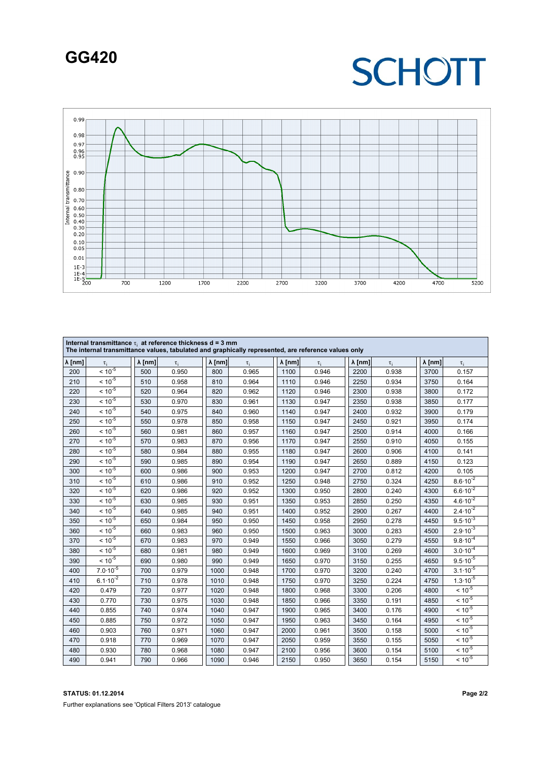# GG420

SCHOTT

0.99
0.98
0.97
0.96
0.95
0.90
0.80
0.70
0.60
0.50
0.40
0.30
0.20
0.10
0.05
0.01
1E-3
1E-4
1E-5

Internal transmittance

200 700 1200 1700 2200 2700 3200 3700 4200 4700 5200

**Internal transmittance $\tau_i$ at reference thickness d = 3 mm**
**The internal transmittance values, tabulated and graphically represented, are reference values only**

| λ [nm] | $\tau_i$ | λ [nm] | $\tau_i$ | λ [nm] | $\tau_i$ | λ [nm] | $\tau_i$ | λ [nm] | $\tau_i$ | λ [nm] | $\tau_i$ |
|---|---|---|---|---|---|---|---|---|---|---|---|
| 200 | $< 10^{-5}$ | 500 | 0.950 | 800 | 0.965 | 1100 | 0.946 | 2200 | 0.938 | 3700 | 0.157 |
| 210 | $< 10^{-5}$ | 510 | 0.958 | 810 | 0.964 | 1110 | 0.946 | 2250 | 0.934 | 3750 | 0.164 |
| 220 | $< 10^{-5}$ | 520 | 0.964 | 820 | 0.962 | 1120 | 0.946 | 2300 | 0.938 | 3800 | 0.172 |
| 230 | $< 10^{-5}$ | 530 | 0.970 | 830 | 0.961 | 1130 | 0.947 | 2350 | 0.938 | 3850 | 0.177 |
| 240 | $< 10^{-5}$ | 540 | 0.975 | 840 | 0.960 | 1140 | 0.947 | 2400 | 0.932 | 3900 | 0.179 |
| 250 | $< 10^{-5}$ | 550 | 0.978 | 850 | 0.958 | 1150 | 0.947 | 2450 | 0.921 | 3950 | 0.174 |
| 260 | $< 10^{-5}$ | 560 | 0.981 | 860 | 0.957 | 1160 | 0.947 | 2500 | 0.914 | 4000 | 0.166 |
| 270 | $< 10^{-5}$ | 570 | 0.983 | 870 | 0.956 | 1170 | 0.947 | 2550 | 0.910 | 4050 | 0.155 |
| 280 | $< 10^{-5}$ | 580 | 0.984 | 880 | 0.955 | 1180 | 0.947 | 2600 | 0.906 | 4100 | 0.141 |
| 290 | $< 10^{-5}$ | 590 | 0.985 | 890 | 0.954 | 1190 | 0.947 | 2650 | 0.889 | 4150 | 0.123 |
| 300 | $< 10^{-5}$ | 600 | 0.986 | 900 | 0.953 | 1200 | 0.947 | 2700 | 0.812 | 4200 | 0.105 |
| 310 | $< 10^{-5}$ | 610 | 0.986 | 910 | 0.952 | 1250 | 0.948 | 2750 | 0.324 | 4250 | $8.6 \cdot 10^{-2}$ |
| 320 | $< 10^{-5}$ | 620 | 0.986 | 920 | 0.952 | 1300 | 0.950 | 2800 | 0.240 | 4300 | $6.6 \cdot 10^{-2}$ |
| 330 | $< 10^{-5}$ | 630 | 0.985 | 930 | 0.951 | 1350 | 0.953 | 2850 | 0.250 | 4350 | $4.6 \cdot 10^{-2}$ |
| 340 | $< 10^{-5}$ | 640 | 0.985 | 940 | 0.951 | 1400 | 0.952 | 2900 | 0.267 | 4400 | $2.4 \cdot 10^{-2}$ |
| 350 | $< 10^{-5}$ | 650 | 0.984 | 950 | 0.950 | 1450 | 0.958 | 2950 | 0.278 | 4450 | $9.5 \cdot 10^{-3}$ |
| 360 | $< 10^{-5}$ | 660 | 0.983 | 960 | 0.950 | 1500 | 0.963 | 3000 | 0.283 | 4500 | $2.9 \cdot 10^{-3}$ |
| 370 | $< 10^{-5}$ | 670 | 0.983 | 970 | 0.949 | 1550 | 0.966 | 3050 | 0.279 | 4550 | $9.8 \cdot 10^{-4}$ |
| 380 | $< 10^{-5}$ | 680 | 0.981 | 980 | 0.949 | 1600 | 0.969 | 3100 | 0.269 | 4600 | $3.0 \cdot 10^{-4}$ |
| 390 | $< 10^{-5}$ | 690 | 0.980 | 990 | 0.949 | 1650 | 0.970 | 3150 | 0.255 | 4650 | $9.5 \cdot 10^{-5}$ |
| 400 | $7.0 \cdot 10^{-5}$ | 700 | 0.979 | 1000 | 0.948 | 1700 | 0.970 | 3200 | 0.240 | 4700 | $3.1 \cdot 10^{-5}$ |
| 410 | $6.1 \cdot 10^{-2}$ | 710 | 0.978 | 1010 | 0.948 | 1750 | 0.970 | 3250 | 0.224 | 4750 | $1.3 \cdot 10^{-5}$ |
| 420 | 0.479 | 720 | 0.977 | 1020 | 0.948 | 1800 | 0.968 | 3300 | 0.206 | 4800 | $< 10^{-5}$ |
| 430 | 0.770 | 730 | 0.975 | 1030 | 0.948 | 1850 | 0.966 | 3350 | 0.191 | 4850 | $< 10^{-5}$ |
| 440 | 0.855 | 740 | 0.974 | 1040 | 0.947 | 1900 | 0.965 | 3400 | 0.176 | 4900 | $< 10^{-5}$ |
| 450 | 0.885 | 750 | 0.972 | 1050 | 0.947 | 1950 | 0.963 | 3450 | 0.164 | 4950 | $< 10^{-5}$ |
| 460 | 0.903 | 760 | 0.971 | 1060 | 0.947 | 2000 | 0.961 | 3500 | 0.158 | 5000 | $< 10^{-5}$ |
| 470 | 0.918 | 770 | 0.969 | 1070 | 0.947 | 2050 | 0.959 | 3550 | 0.155 | 5050 | $< 10^{-5}$ |
| 480 | 0.930 | 780 | 0.968 | 1080 | 0.947 | 2100 | 0.956 | 3600 | 0.154 | 5100 | $< 10^{-5}$ |
| 490 | 0.941 | 790 | 0.966 | 1090 | 0.946 | 2150 | 0.950 | 3650 | 0.154 | 5150 | $< 10^{-5}$ |

**STATUS: 01.12.2014**

Further explanations see 'Optical Filters 2013' catalogue